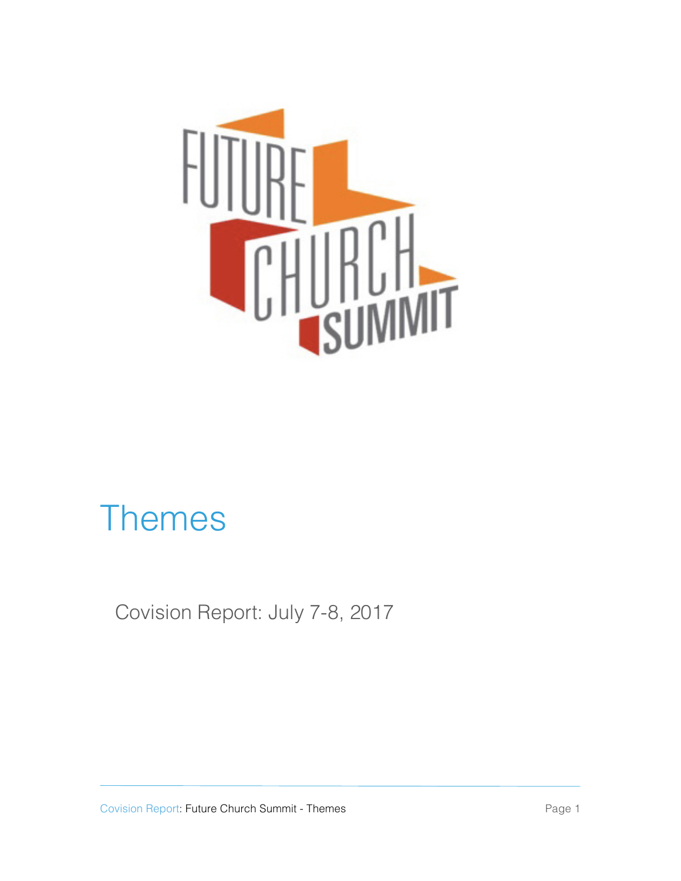FUTURE CHURCH SUMMIT

# Themes

Covision Report: July 7-8, 2017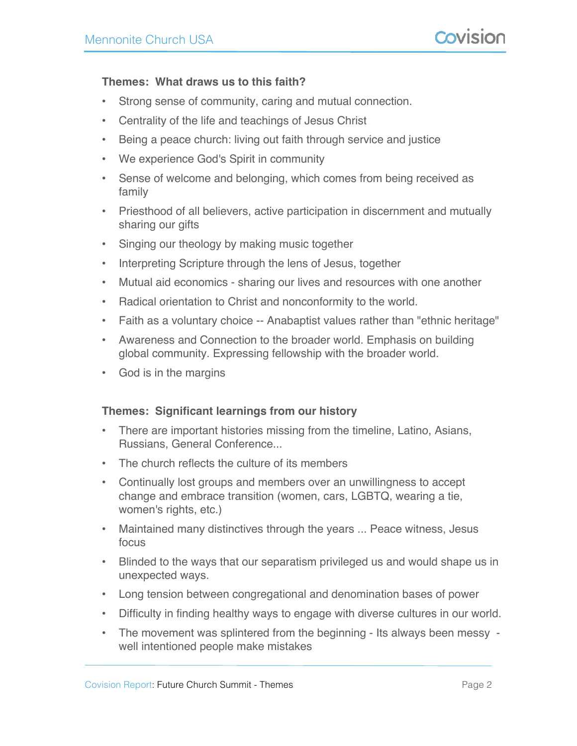**Themes: What draws us to this faith?**

- Strong sense of community, caring and mutual connection.
- Centrality of the life and teachings of Jesus Christ
- Being a peace church: living out faith through service and justice
- We experience God's Spirit in community
- Sense of welcome and belonging, which comes from being received as family
- Priesthood of all believers, active participation in discernment and mutually sharing our gifts
- Singing our theology by making music together
- Interpreting Scripture through the lens of Jesus, together
- Mutual aid economics - sharing our lives and resources with one another
- Radical orientation to Christ and nonconformity to the world.
- Faith as a voluntary choice -- Anabaptist values rather than "ethnic heritage"
- Awareness and Connection to the broader world. Emphasis on building global community. Expressing fellowship with the broader world.
- God is in the margins

**Themes: Significant learnings from our history**

- There are important histories missing from the timeline, Latino, Asians, Russians, General Conference...
- The church reflects the culture of its members
- Continually lost groups and members over an unwillingness to accept change and embrace transition (women, cars, LGBTQ, wearing a tie, women's rights, etc.)
- Maintained many distinctives through the years ... Peace witness, Jesus focus
- Blinded to the ways that our separatism privileged us and would shape us in unexpected ways.
- Long tension between congregational and denomination bases of power
- Difficulty in finding healthy ways to engage with diverse cultures in our world.
- The movement was splintered from the beginning - Its always been messy - well intentioned people make mistakes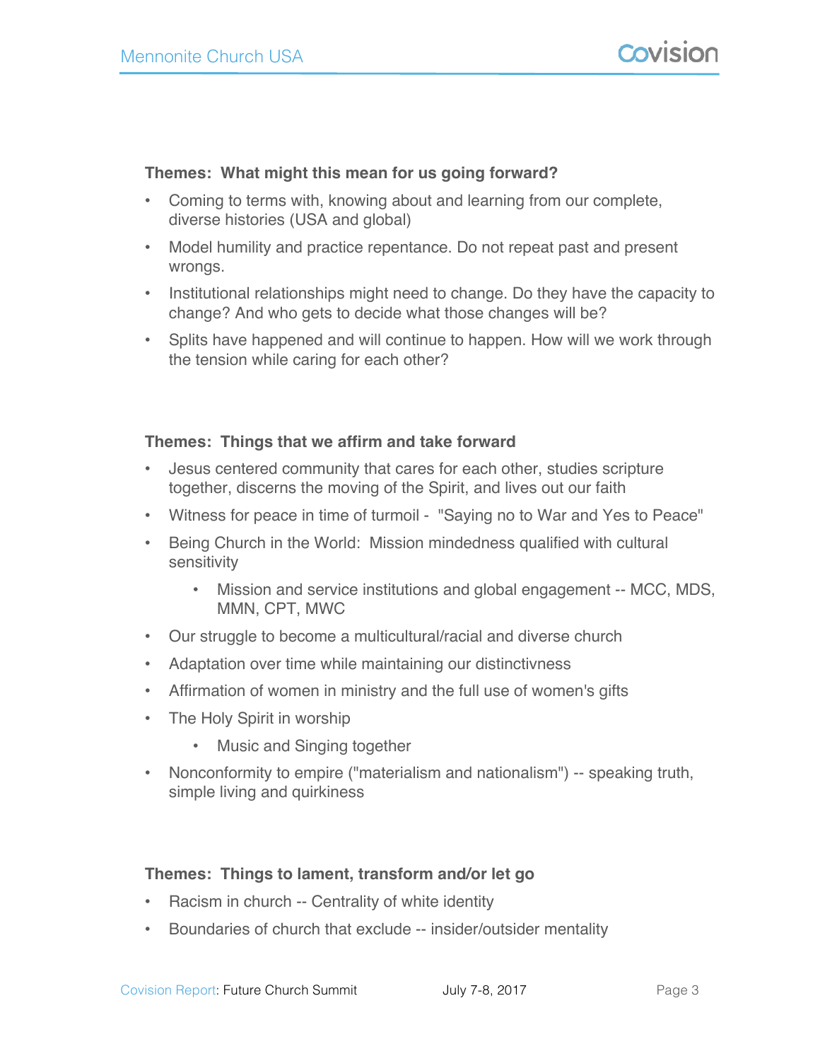**Themes: What might this mean for us going forward?**

- Coming to terms with, knowing about and learning from our complete, diverse histories (USA and global)
- Model humility and practice repentance. Do not repeat past and present wrongs.
- Institutional relationships might need to change. Do they have the capacity to change? And who gets to decide what those changes will be?
- Splits have happened and will continue to happen. How will we work through the tension while caring for each other?

**Themes: Things that we affirm and take forward**

- Jesus centered community that cares for each other, studies scripture together, discerns the moving of the Spirit, and lives out our faith
- Witness for peace in time of turmoil - "Saying no to War and Yes to Peace"
- Being Church in the World: Mission mindedness qualified with cultural sensitivity
  - Mission and service institutions and global engagement -- MCC, MDS, MMN, CPT, MWC
- Our struggle to become a multicultural/racial and diverse church
- Adaptation over time while maintaining our distinctivness
- Affirmation of women in ministry and the full use of women's gifts
- The Holy Spirit in worship
  - Music and Singing together
- Nonconformity to empire ("materialism and nationalism") -- speaking truth, simple living and quirkiness

**Themes: Things to lament, transform and/or let go**

- Racism in church -- Centrality of white identity
- Boundaries of church that exclude -- insider/outsider mentality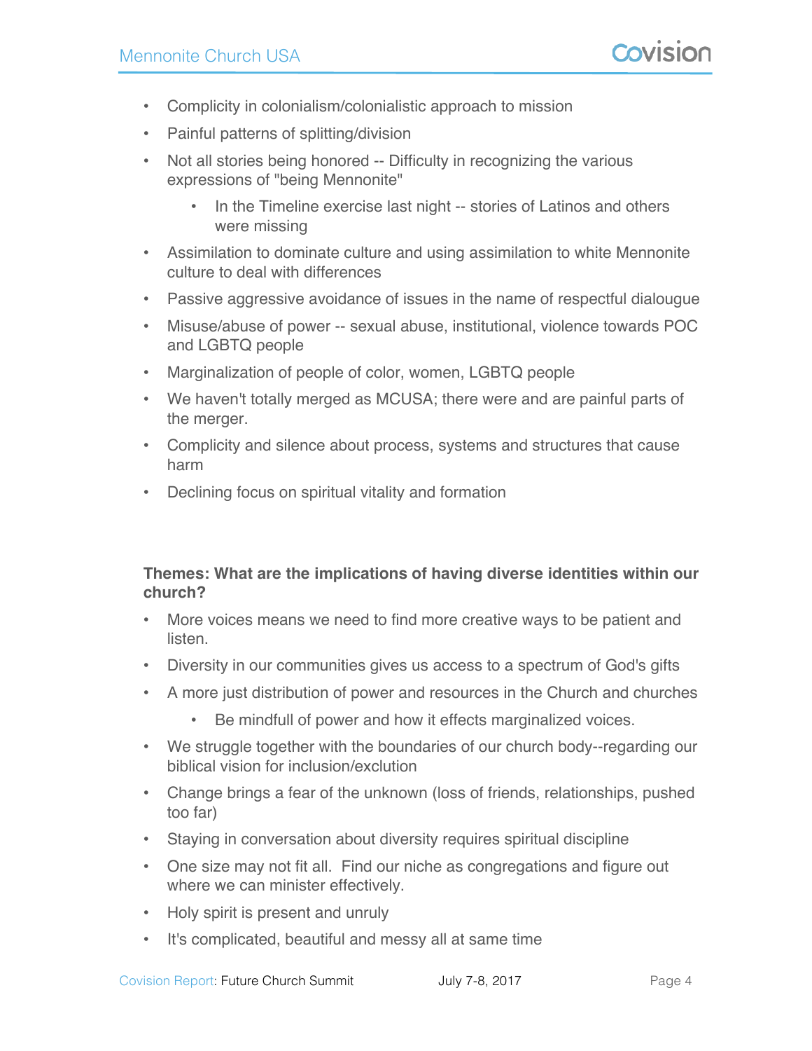- Complicity in colonialism/colonialistic approach to mission
- Painful patterns of splitting/division
- Not all stories being honored -- Difficulty in recognizing the various expressions of "being Mennonite"
  - In the Timeline exercise last night -- stories of Latinos and others were missing
- Assimilation to dominate culture and using assimilation to white Mennonite culture to deal with differences
- Passive aggressive avoidance of issues in the name of respectful dialougue
- Misuse/abuse of power -- sexual abuse, institutional, violence towards POC and LGBTQ people
- Marginalization of people of color, women, LGBTQ people
- We haven't totally merged as MCUSA; there were and are painful parts of the merger.
- Complicity and silence about process, systems and structures that cause harm
- Declining focus on spiritual vitality and formation

**Themes: What are the implications of having diverse identities within our church?**

- More voices means we need to find more creative ways to be patient and listen.
- Diversity in our communities gives us access to a spectrum of God's gifts
- A more just distribution of power and resources in the Church and churches
  - Be mindfull of power and how it effects marginalized voices.
- We struggle together with the boundaries of our church body--regarding our biblical vision for inclusion/exclution
- Change brings a fear of the unknown (loss of friends, relationships, pushed too far)
- Staying in conversation about diversity requires spiritual discipline
- One size may not fit all. Find our niche as congregations and figure out where we can minister effectively.
- Holy spirit is present and unruly
- It's complicated, beautiful and messy all at same time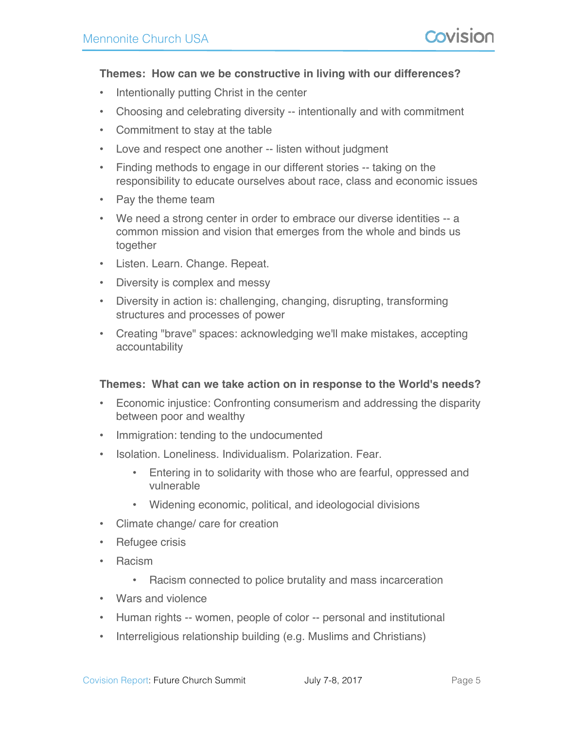**Themes: How can we be constructive in living with our differences?**

- Intentionally putting Christ in the center
- Choosing and celebrating diversity -- intentionally and with commitment
- Commitment to stay at the table
- Love and respect one another -- listen without judgment
- Finding methods to engage in our different stories -- taking on the responsibility to educate ourselves about race, class and economic issues
- Pay the theme team
- We need a strong center in order to embrace our diverse identities -- a common mission and vision that emerges from the whole and binds us together
- Listen. Learn. Change. Repeat.
- Diversity is complex and messy
- Diversity in action is: challenging, changing, disrupting, transforming structures and processes of power
- Creating "brave" spaces: acknowledging we'll make mistakes, accepting accountability

**Themes: What can we take action on in response to the World's needs?**

- Economic injustice: Confronting consumerism and addressing the disparity between poor and wealthy
- Immigration: tending to the undocumented
- Isolation. Loneliness. Individualism. Polarization. Fear.
    - Entering in to solidarity with those who are fearful, oppressed and vulnerable
    - Widening economic, political, and ideologocial divisions
- Climate change/ care for creation
- Refugee crisis
- Racism
    - Racism connected to police brutality and mass incarceration
- Wars and violence
- Human rights -- women, people of color -- personal and institutional
- Interreligious relationship building (e.g. Muslims and Christians)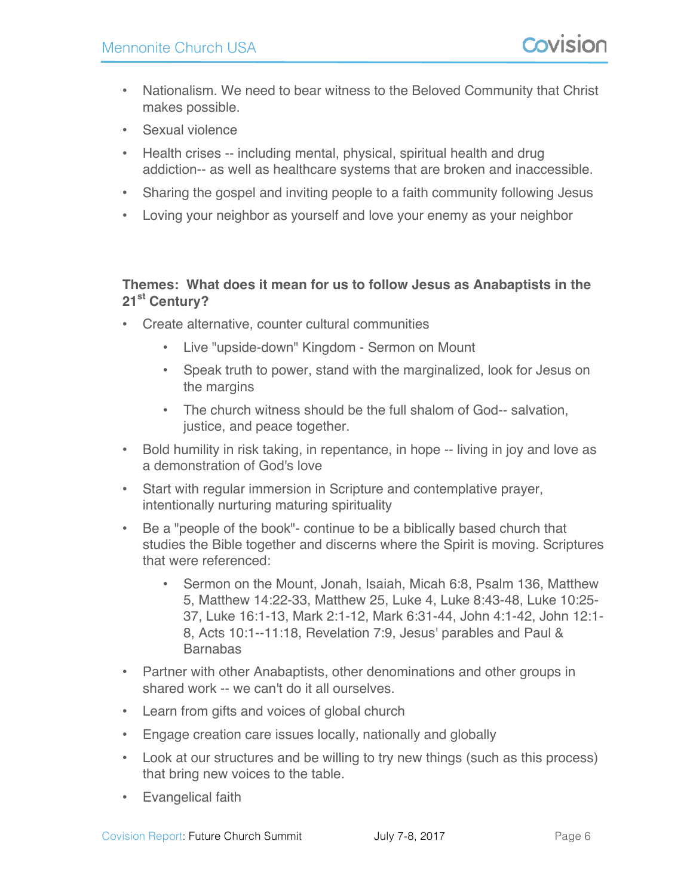- Nationalism. We need to bear witness to the Beloved Community that Christ makes possible.
- Sexual violence
- Health crises -- including mental, physical, spiritual health and drug addiction-- as well as healthcare systems that are broken and inaccessible.
- Sharing the gospel and inviting people to a faith community following Jesus
- Loving your neighbor as yourself and love your enemy as your neighbor

**Themes: What does it mean for us to follow Jesus as Anabaptists in the 21st Century?**

- Create alternative, counter cultural communities
  - Live "upside-down" Kingdom - Sermon on Mount
  - Speak truth to power, stand with the marginalized, look for Jesus on the margins
  - The church witness should be the full shalom of God-- salvation, justice, and peace together.
- Bold humility in risk taking, in repentance, in hope -- living in joy and love as a demonstration of God's love
- Start with regular immersion in Scripture and contemplative prayer, intentionally nurturing maturing spirituality
- Be a "people of the book"- continue to be a biblically based church that studies the Bible together and discerns where the Spirit is moving. Scriptures that were referenced:
  - Sermon on the Mount, Jonah, Isaiah, Micah 6:8, Psalm 136, Matthew 5, Matthew 14:22-33, Matthew 25, Luke 4, Luke 8:43-48, Luke 10:25-37, Luke 16:1-13, Mark 2:1-12, Mark 6:31-44, John 4:1-42, John 12:1-8, Acts 10:1--11:18, Revelation 7:9, Jesus' parables and Paul & Barnabas
- Partner with other Anabaptists, other denominations and other groups in shared work -- we can't do it all ourselves.
- Learn from gifts and voices of global church
- Engage creation care issues locally, nationally and globally
- Look at our structures and be willing to try new things (such as this process) that bring new voices to the table.
- Evangelical faith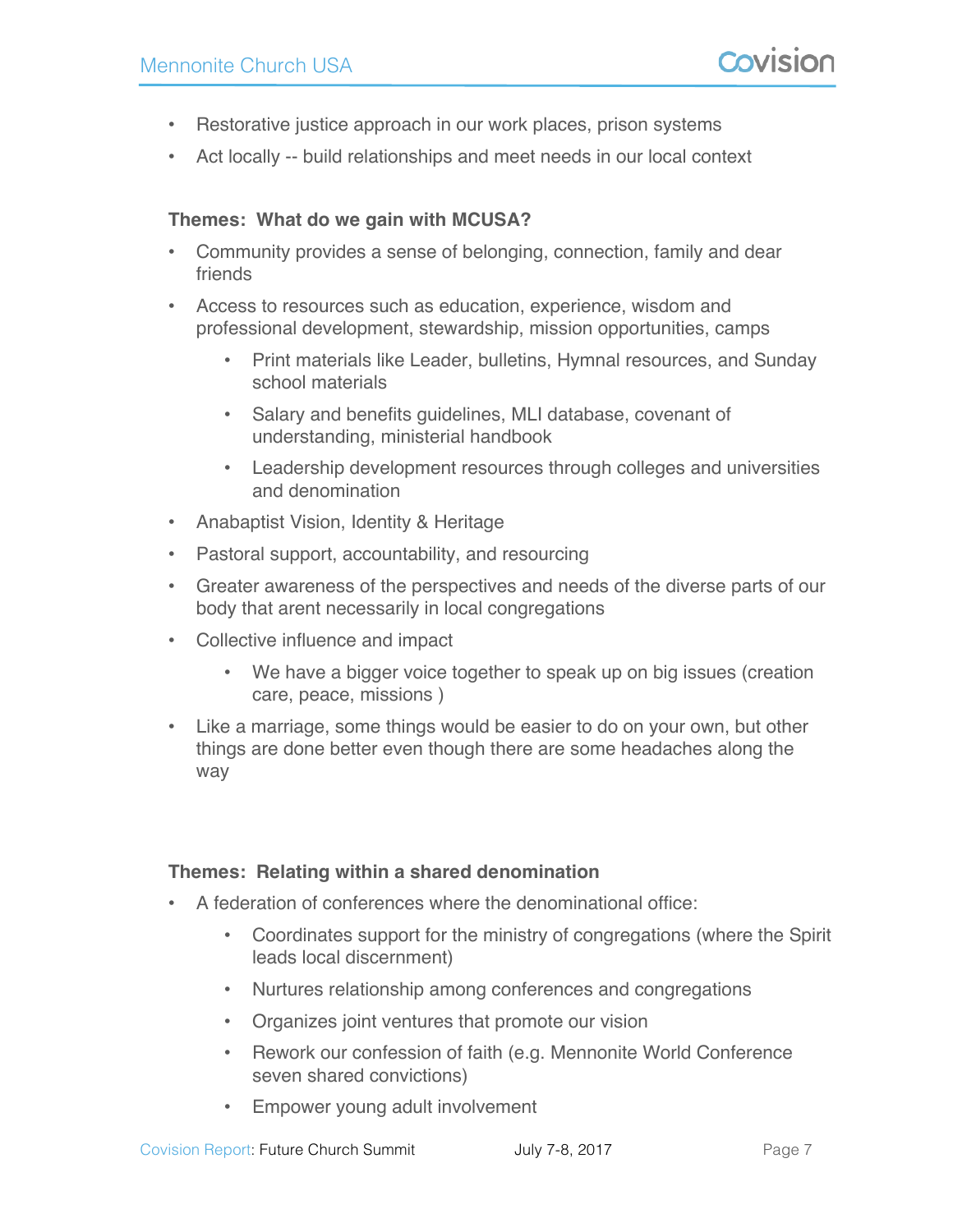- Restorative justice approach in our work places, prison systems
- Act locally -- build relationships and meet needs in our local context

**Themes: What do we gain with MCUSA?**

- Community provides a sense of belonging, connection, family and dear friends
- Access to resources such as education, experience, wisdom and professional development, stewardship, mission opportunities, camps
    - Print materials like Leader, bulletins, Hymnal resources, and Sunday school materials
    - Salary and benefits guidelines, MLI database, covenant of understanding, ministerial handbook
    - Leadership development resources through colleges and universities and denomination
- Anabaptist Vision, Identity & Heritage
- Pastoral support, accountability, and resourcing
- Greater awareness of the perspectives and needs of the diverse parts of our body that arent necessarily in local congregations
- Collective influence and impact
    - We have a bigger voice together to speak up on big issues (creation care, peace, missions )
- Like a marriage, some things would be easier to do on your own, but other things are done better even though there are some headaches along the way

**Themes: Relating within a shared denomination**

- A federation of conferences where the denominational office:
    - Coordinates support for the ministry of congregations (where the Spirit leads local discernment)
    - Nurtures relationship among conferences and congregations
    - Organizes joint ventures that promote our vision
    - Rework our confession of faith (e.g. Mennonite World Conference seven shared convictions)
    - Empower young adult involvement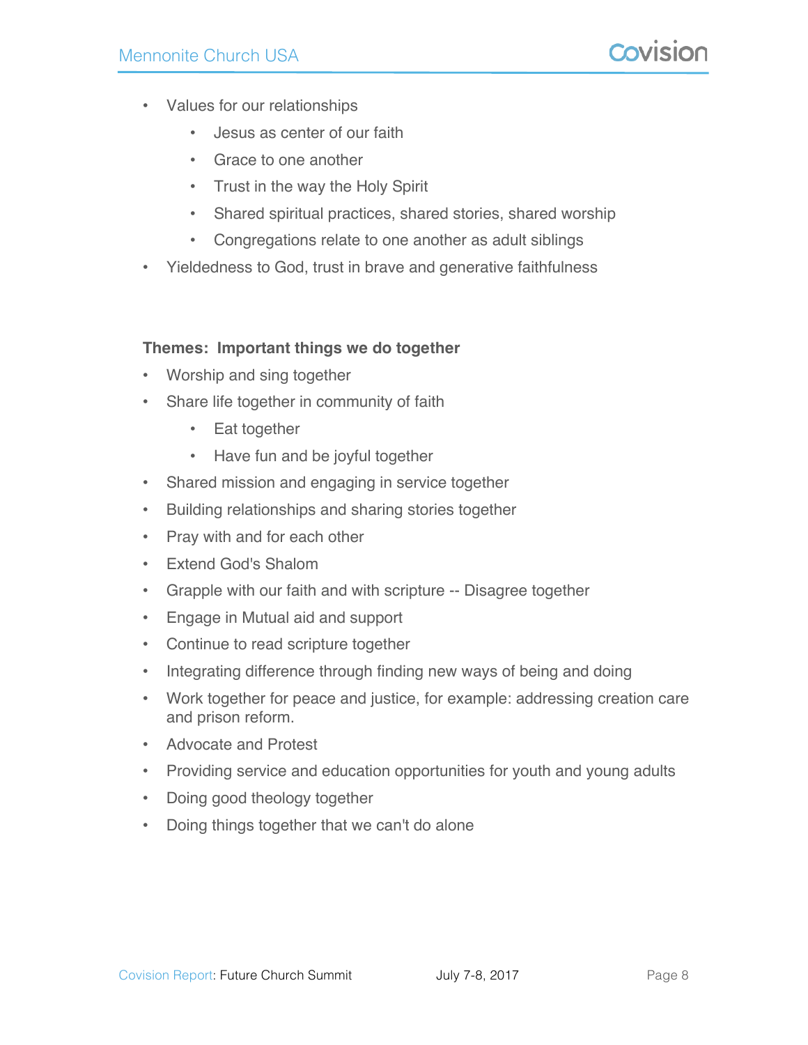- Values for our relationships
    - Jesus as center of our faith
    - Grace to one another
    - Trust in the way the Holy Spirit
    - Shared spiritual practices, shared stories, shared worship
    - Congregations relate to one another as adult siblings
- Yieldedness to God, trust in brave and generative faithfulness

**Themes: Important things we do together**

- Worship and sing together
- Share life together in community of faith
    - Eat together
    - Have fun and be joyful together
- Shared mission and engaging in service together
- Building relationships and sharing stories together
- Pray with and for each other
- Extend God's Shalom
- Grapple with our faith and with scripture -- Disagree together
- Engage in Mutual aid and support
- Continue to read scripture together
- Integrating difference through finding new ways of being and doing
- Work together for peace and justice, for example: addressing creation care and prison reform.
- Advocate and Protest
- Providing service and education opportunities for youth and young adults
- Doing good theology together
- Doing things together that we can't do alone